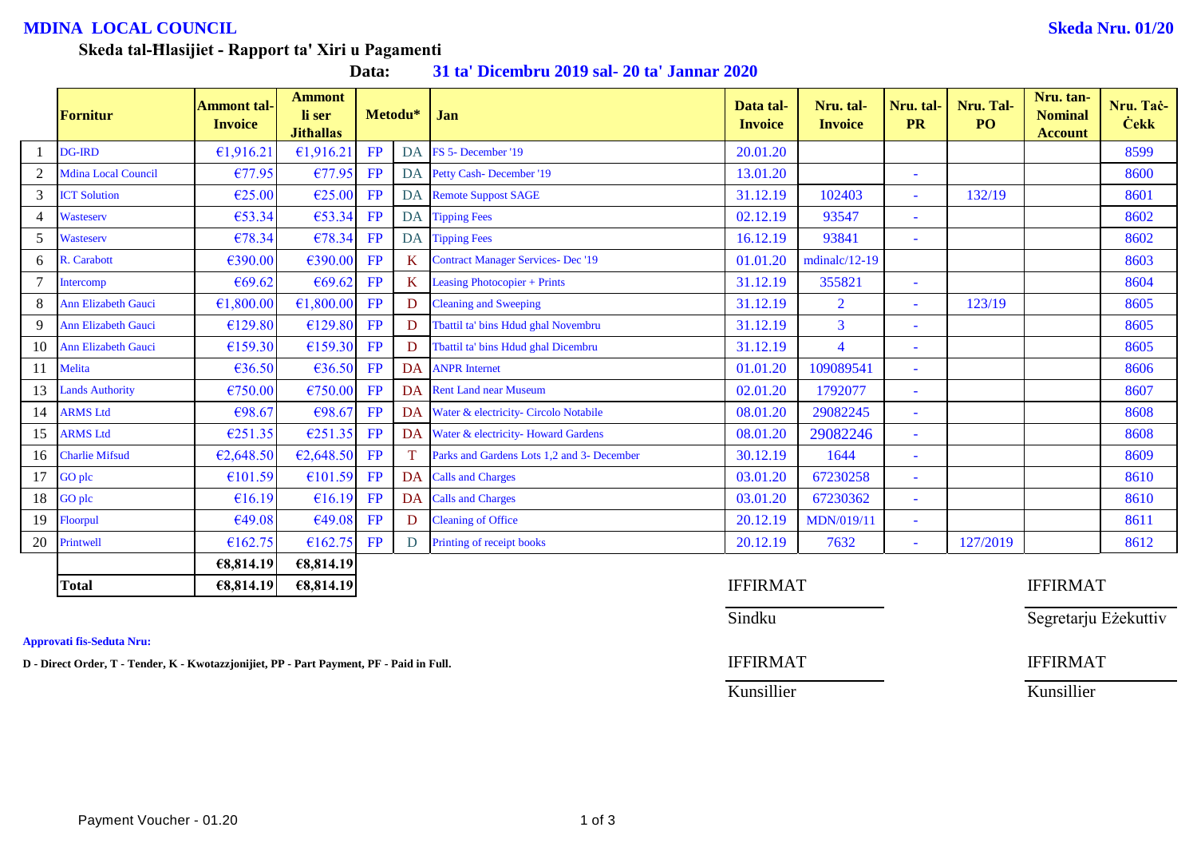**MDINA LOCAL COUNCIL** **Skeda Nru. 01/20**

**Skeda tal-Ħlasijiet - Rapport ta' Xiri u Pagamenti**

**Data: 31 ta' Diċembru 2019 sal- 20 ta' Jannar 2020**

| | Fornitur | Ammont tal-Invoice | Ammont li ser Jithallas | Metodu* | | Jan | Data tal-Invoice | Nru. tal-Invoice | Nru. tal-PR | Nru. Tal-PO | Nru. tan-Nominal Account | Nru. Taċ-Ċekk |
|---|---|---|---|---|---|---|---|---|---|---|---|---|
| 1 | DG-IRD | €1,916.21 | €1,916.21 | FP | DA | FS 5- December '19 | 20.01.20 | | | | | 8599 |
| 2 | Mdina Local Council | €77.95 | €77.95 | FP | DA | Petty Cash- December '19 | 13.01.20 | | - | | | 8600 |
| 3 | ICT Solution | €25.00 | €25.00 | FP | DA | Remote Suppost SAGE | 31.12.19 | 102403 | - | 132/19 | | 8601 |
| 4 | Wasteserv | €53.34 | €53.34 | FP | DA | Tipping Fees | 02.12.19 | 93547 | - | | | 8602 |
| 5 | Wasteserv | €78.34 | €78.34 | FP | DA | Tipping Fees | 16.12.19 | 93841 | - | | | 8602 |
| 6 | R. Carabott | €390.00 | €390.00 | FP | K | Contract Manager Services- Dec '19 | 01.01.20 | mdinalc/12-19 | | | | 8603 |
| 7 | Intercomp | €69.62 | €69.62 | FP | K | Leasing Photocopier + Prints | 31.12.19 | 355821 | - | | | 8604 |
| 8 | Ann Elizabeth Gauci | €1,800.00 | €1,800.00 | FP | D | Cleaning and Sweeping | 31.12.19 | 2 | - | 123/19 | | 8605 |
| 9 | Ann Elizabeth Gauci | €129.80 | €129.80 | FP | D | Tbattil ta' bins Hdud ghal Novembru | 31.12.19 | 3 | - | | | 8605 |
| 10 | Ann Elizabeth Gauci | €159.30 | €159.30 | FP | D | Tbattil ta' bins Hdud ghal Dicembru | 31.12.19 | 4 | - | | | 8605 |
| 11 | Melita | €36.50 | €36.50 | FP | DA | ANPR Internet | 01.01.20 | 109089541 | - | | | 8606 |
| 13 | Lands Authority | €750.00 | €750.00 | FP | DA | Rent Land near Museum | 02.01.20 | 1792077 | - | | | 8607 |
| 14 | ARMS Ltd | €98.67 | €98.67 | FP | DA | Water & electricity- Circolo Notabile | 08.01.20 | 29082245 | - | | | 8608 |
| 15 | ARMS Ltd | €251.35 | €251.35 | FP | DA | Water & electricity- Howard Gardens | 08.01.20 | 29082246 | - | | | 8608 |
| 16 | Charlie Mifsud | €2,648.50 | €2,648.50 | FP | T | Parks and Gardens Lots 1,2 and 3- December | 30.12.19 | 1644 | - | | | 8609 |
| 17 | GO plc | €101.59 | €101.59 | FP | DA | Calls and Charges | 03.01.20 | 67230258 | - | | | 8610 |
| 18 | GO plc | €16.19 | €16.19 | FP | DA | Calls and Charges | 03.01.20 | 67230362 | - | | | 8610 |
| 19 | Floorpul | €49.08 | €49.08 | FP | D | Cleaning of Office | 20.12.19 | MDN/019/11 | - | | | 8611 |
| 20 | Printwell | €162.75 | €162.75 | FP | D | Printing of receipt books | 20.12.19 | 7632 | - | 127/2019 | | 8612 |
| | | €8,814.19 | €8,814.19 | | | | | | | | | |
| | **Total** | **€8,814.19** | **€8,814.19** | | | | | | | | | |

IFFIRMAT ______________ Sindku

IFFIRMAT ______________ Segretarju Eżekuttiv

IFFIRMAT ______________ Kunsillier

IFFIRMAT ______________ Kunsillier

**Approvati fis-Seduta Nru:**

**D - Direct Order, T - Tender, K - Kwotazzjonijiet, PP - Part Payment, PF - Paid in Full.**

Payment Voucher - 01.20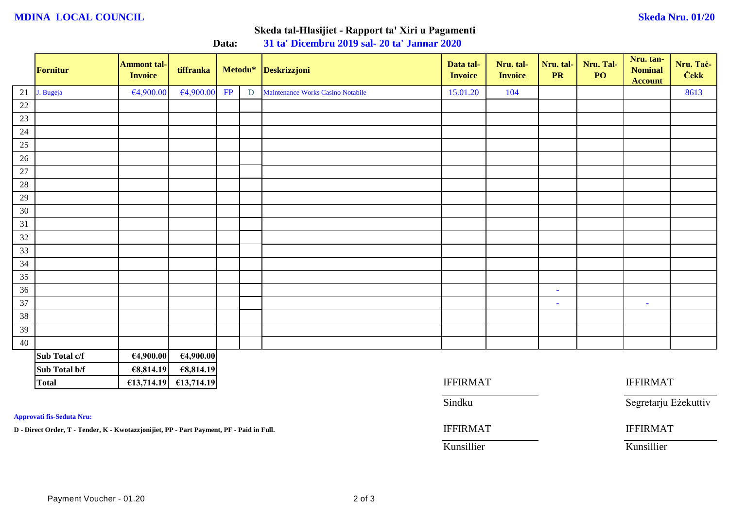**MDINA LOCAL COUNCIL** **Skeda Nru. 01/20**

## Skeda tal-Ħlasijiet - Rapport ta' Xiri u Pagamenti

**Data:** **31 ta' Diċembru 2019 sal- 20 ta' Jannar 2020**

| | Fornitur | Ammont tal-Invoice | tiffranka | Metodu* | | Deskrizzjoni | Data tal-Invoice | Nru. tal-Invoice | Nru. tal-PR | Nru. Tal-PO | Nru. tan-Nominal Account | Nru. Taċ-Ċekk |
|---|---|---|---|---|---|---|---|---|---|---|---|---|
| 21 | J. Bugeja | €4,900.00 | €4,900.00 | FP | D | Maintenance Works Casino Notabile | 15.01.20 | 104 | | | | 8613 |
| 22 | | | | | | | | | | | | |
| 23 | | | | | | | | | | | | |
| 24 | | | | | | | | | | | | |
| 25 | | | | | | | | | | | | |
| 26 | | | | | | | | | | | | |
| 27 | | | | | | | | | | | | |
| 28 | | | | | | | | | | | | |
| 29 | | | | | | | | | | | | |
| 30 | | | | | | | | | | | | |
| 31 | | | | | | | | | | | | |
| 32 | | | | | | | | | | | | |
| 33 | | | | | | | | | | | | |
| 34 | | | | | | | | | | | | |
| 35 | | | | | | | | | | | | |
| 36 | | | | | | | | | - | | | |
| 37 | | | | | | | | | - | | - | |
| 38 | | | | | | | | | | | | |
| 39 | | | | | | | | | | | | |
| 40 | | | | | | | | | | | | |
| | **Sub Total c/f** | **€4,900.00** | **€4,900.00** | | | | | | | | | |
| | **Sub Total b/f** | **€8,814.19** | **€8,814.19** | | | | | | | | | |
| | **Total** | **€13,714.19** | **€13,714.19** | | | | | | | | | |

IFFIRMAT
Sindku

IFFIRMAT
Segretarju Eżekuttiv

IFFIRMAT
Kunsillier

IFFIRMAT
Kunsillier

**Approvati fis-Seduta Nru:**

**D - Direct Order, T - Tender, K - Kwotazzjonijiet, PP - Part Payment, PF - Paid in Full.**

Payment Voucher - 01.20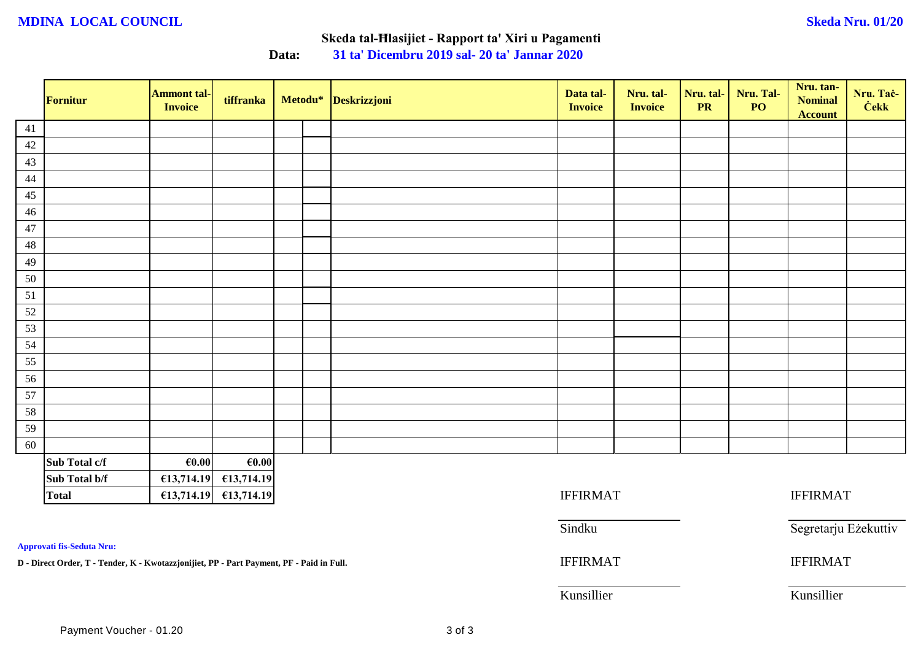**MDINA LOCAL COUNCIL**

**Skeda Nru. 01/20**

**Skeda tal-Ħlasijiet - Rapport ta' Xiri u Pagamenti**

**Data: 31 ta' Dicembru 2019 sal- 20 ta' Jannar 2020**

| | Fornitur | Ammont tal-Invoice | tiffranka | Metodu* | | Deskrizzjoni | Data tal-Invoice | Nru. tal-Invoice | Nru. tal-PR | Nru. Tal-PO | Nru. tan-Nominal Account | Nru. Taċ-Ċekk |
|---|---|---|---|---|---|---|---|---|---|---|---|---|
| 41 | | | | | | | | | | | | |
| 42 | | | | | | | | | | | | |
| 43 | | | | | | | | | | | | |
| 44 | | | | | | | | | | | | |
| 45 | | | | | | | | | | | | |
| 46 | | | | | | | | | | | | |
| 47 | | | | | | | | | | | | |
| 48 | | | | | | | | | | | | |
| 49 | | | | | | | | | | | | |
| 50 | | | | | | | | | | | | |
| 51 | | | | | | | | | | | | |
| 52 | | | | | | | | | | | | |
| 53 | | | | | | | | | | | | |
| 54 | | | | | | | | | | | | |
| 55 | | | | | | | | | | | | |
| 56 | | | | | | | | | | | | |
| 57 | | | | | | | | | | | | |
| 58 | | | | | | | | | | | | |
| 59 | | | | | | | | | | | | |
| 60 | | | | | | | | | | | | |
| | **Sub Total c/f** | **€0.00** | **€0.00** | | | | | | | | | |
| | **Sub Total b/f** | **€13,714.19** | **€13,714.19** | | | | | | | | | |
| | **Total** | **€13,714.19** | **€13,714.19** | | | | | | | | | |

IFFIRMAT

Sindku

IFFIRMAT

Segretarju Eżekuttiv

IFFIRMAT

Kunsillier

IFFIRMAT

Kunsillier

**Approvati fis-Seduta Nru:**

**D - Direct Order, T - Tender, K - Kwotazzjonijiet, PP - Part Payment, PF - Paid in Full.**

Payment Voucher - 01.20